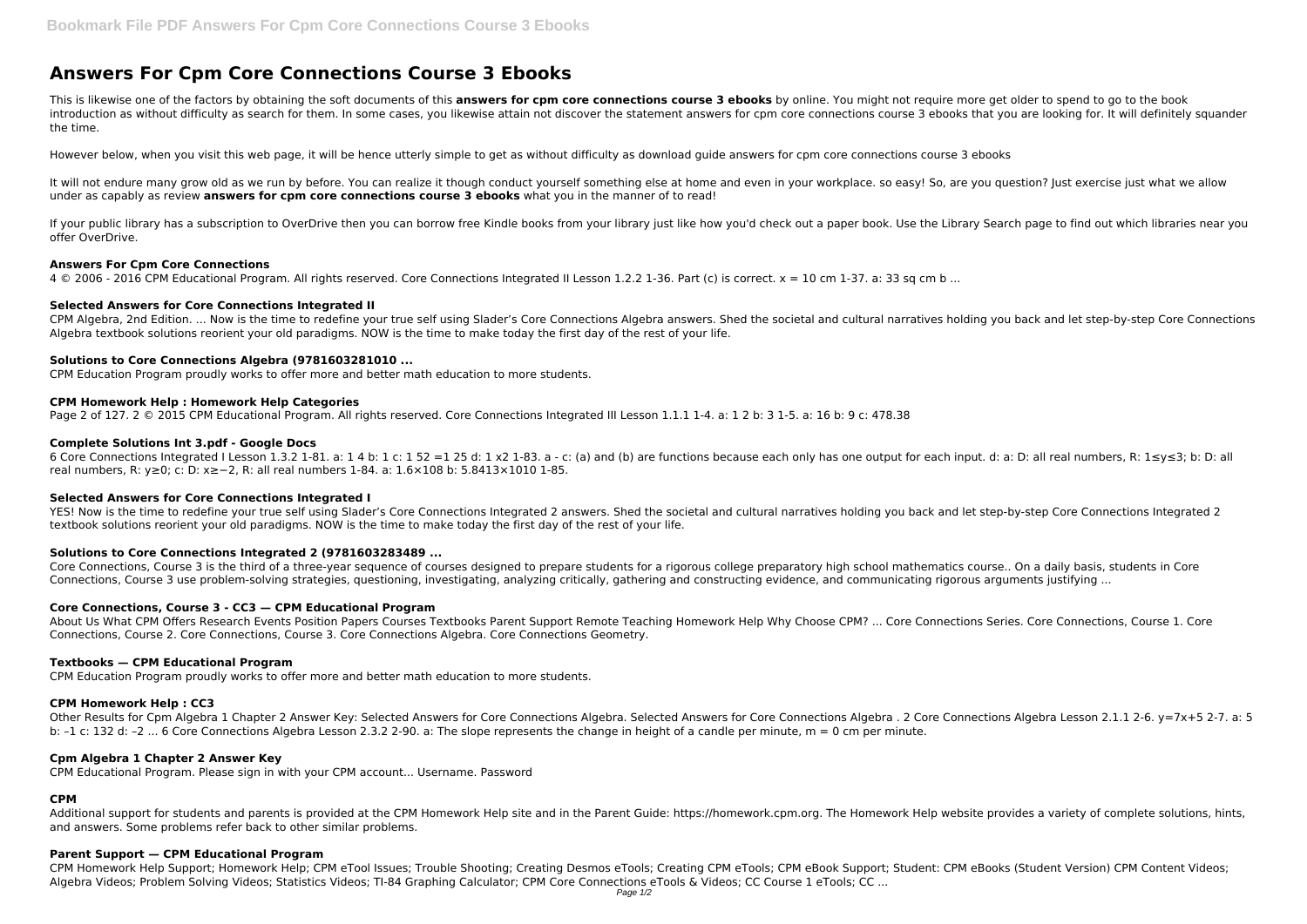# Answers For Cpm Core Connections Course 3 Ebooks

This is likewise one of the factors by obtaining the soft documents of this **answers for cpm core connections course 3 ebooks** by online. You might not require more get older to spend to go to the book introduction as without difficulty as search for them. In some cases, you likewise attain not discover the statement answers for cpm core connections course 3 ebooks that you are looking for. It will definitely squander the time.

However below, when you visit this web page, it will be hence utterly simple to get as without difficulty as download guide answers for cpm core connections course 3 ebooks

It will not endure many grow old as we run by before. You can realize it though conduct yourself something else at home and even in your workplace. so easy! So, are you question? Just exercise just what we allow under as capably as review **answers for cpm core connections course 3 ebooks** what you in the manner of to read!

If your public library has a subscription to OverDrive then you can borrow free Kindle books from your library just like how you'd check out a paper book. Use the Library Search page to find out which libraries near you offer OverDrive.

### Answers For Cpm Core Connections

4 © 2006 - 2016 CPM Educational Program. All rights reserved. Core Connections Integrated II Lesson 1.2.2 1-36. Part (c) is correct. $x = 10$ cm 1-37. a: 33 sq cm b ...

### Selected Answers for Core Connections Integrated II

CPM Algebra, 2nd Edition. ... Now is the time to redefine your true self using Slader's Core Connections Algebra answers. Shed the societal and cultural narratives holding you back and let step-by-step Core Connections Algebra textbook solutions reorient your old paradigms. NOW is the time to make today the first day of the rest of your life.

### Solutions to Core Connections Algebra (9781603281010 ...

CPM Education Program proudly works to offer more and better math education to more students.

### CPM Homework Help : Homework Help Categories

Page 2 of 127. 2 © 2015 CPM Educational Program. All rights reserved. Core Connections Integrated III Lesson 1.1.1 1-4. a: 1 2 b: 3 1-5. a: 16 b: 9 c: 478.38

### Complete Solutions Int 3.pdf - Google Docs

6 Core Connections Integrated I Lesson 1.3.2 1-81. a: 1 4 b: 1 c: 1 52 =1 25 d: 1 x2 1-83. a - c: (a) and (b) are functions because each only has one output for each input. d: a: D: all real numbers, R: $1 \le y \le 3$; b: D: all real numbers, R: $y \ge 0$; c: D: $x \ge -2$, R: all real numbers 1-84. a: $1.6 \times 108$ b: $5.8413 \times 1010$ 1-85.

### Selected Answers for Core Connections Integrated I

YES! Now is the time to redefine your true self using Slader's Core Connections Integrated 2 answers. Shed the societal and cultural narratives holding you back and let step-by-step Core Connections Integrated 2 textbook solutions reorient your old paradigms. NOW is the time to make today the first day of the rest of your life.

### Solutions to Core Connections Integrated 2 (9781603283489 ...

Core Connections, Course 3 is the third of a three-year sequence of courses designed to prepare students for a rigorous college preparatory high school mathematics course.. On a daily basis, students in Core Connections, Course 3 use problem-solving strategies, questioning, investigating, analyzing critically, gathering and constructing evidence, and communicating rigorous arguments justifying ...

### Core Connections, Course 3 - CC3 — CPM Educational Program

About Us What CPM Offers Research Events Position Papers Courses Textbooks Parent Support Remote Teaching Homework Help Why Choose CPM? ... Core Connections Series. Core Connections, Course 1. Core Connections, Course 2. Core Connections, Course 3. Core Connections Algebra. Core Connections Geometry.

### Textbooks — CPM Educational Program

CPM Education Program proudly works to offer more and better math education to more students.

### CPM Homework Help : CC3

Other Results for Cpm Algebra 1 Chapter 2 Answer Key: Selected Answers for Core Connections Algebra. Selected Answers for Core Connections Algebra . 2 Core Connections Algebra Lesson 2.1.1 2-6. $y=7x+5$ 2-7. a: 5 b: –1 c: 132 d: –2 ... 6 Core Connections Algebra Lesson 2.3.2 2-90. a: The slope represents the change in height of a candle per minute, $m = 0$ cm per minute.

### Cpm Algebra 1 Chapter 2 Answer Key

CPM Educational Program. Please sign in with your CPM account... Username. Password

### CPM

Additional support for students and parents is provided at the CPM Homework Help site and in the Parent Guide: https://homework.cpm.org. The Homework Help website provides a variety of complete solutions, hints, and answers. Some problems refer back to other similar problems.

### Parent Support — CPM Educational Program

CPM Homework Help Support; Homework Help; CPM eTool Issues; Trouble Shooting; Creating Desmos eTools; Creating CPM eTools; CPM eBook Support; Student: CPM eBooks (Student Version) CPM Content Videos; Algebra Videos; Problem Solving Videos; Statistics Videos; TI-84 Graphing Calculator; CPM Core Connections eTools & Videos; CC Course 1 eTools; CC ...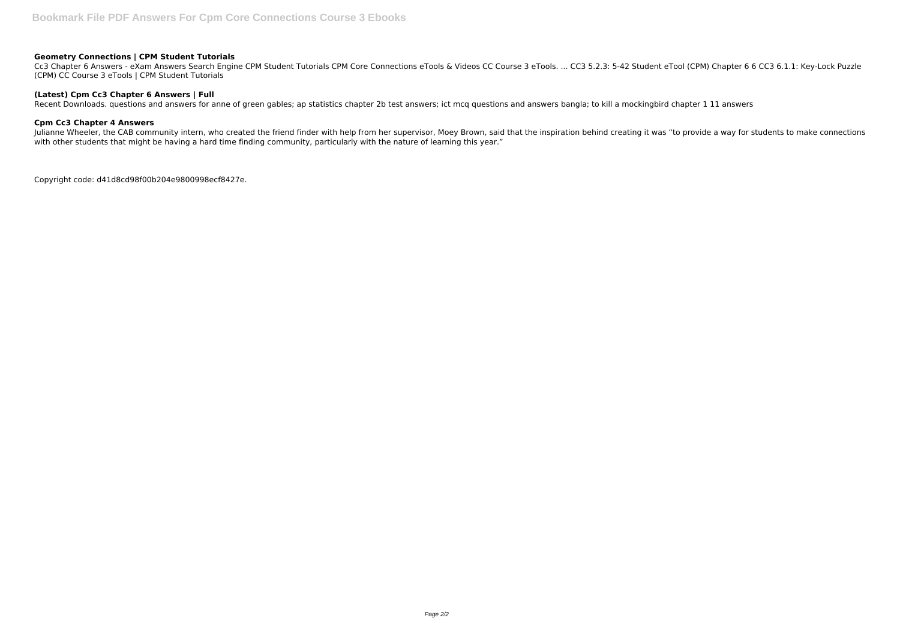### Geometry Connections | CPM Student Tutorials

Cc3 Chapter 6 Answers - eXam Answers Search Engine CPM Student Tutorials CPM Core Connections eTools & Videos CC Course 3 eTools. ... CC3 5.2.3: 5-42 Student eTool (CPM) Chapter 6 6 CC3 6.1.1: Key-Lock Puzzle (CPM) CC Course 3 eTools | CPM Student Tutorials

### (Latest) Cpm Cc3 Chapter 6 Answers | Full

Recent Downloads. questions and answers for anne of green gables; ap statistics chapter 2b test answers; ict mcq questions and answers bangla; to kill a mockingbird chapter 1 11 answers

### Cpm Cc3 Chapter 4 Answers

Julianne Wheeler, the CAB community intern, who created the friend finder with help from her supervisor, Moey Brown, said that the inspiration behind creating it was “to provide a way for students to make connections with other students that might be having a hard time finding community, particularly with the nature of learning this year.”

Copyright code: d41d8cd98f00b204e9800998ecf8427e.